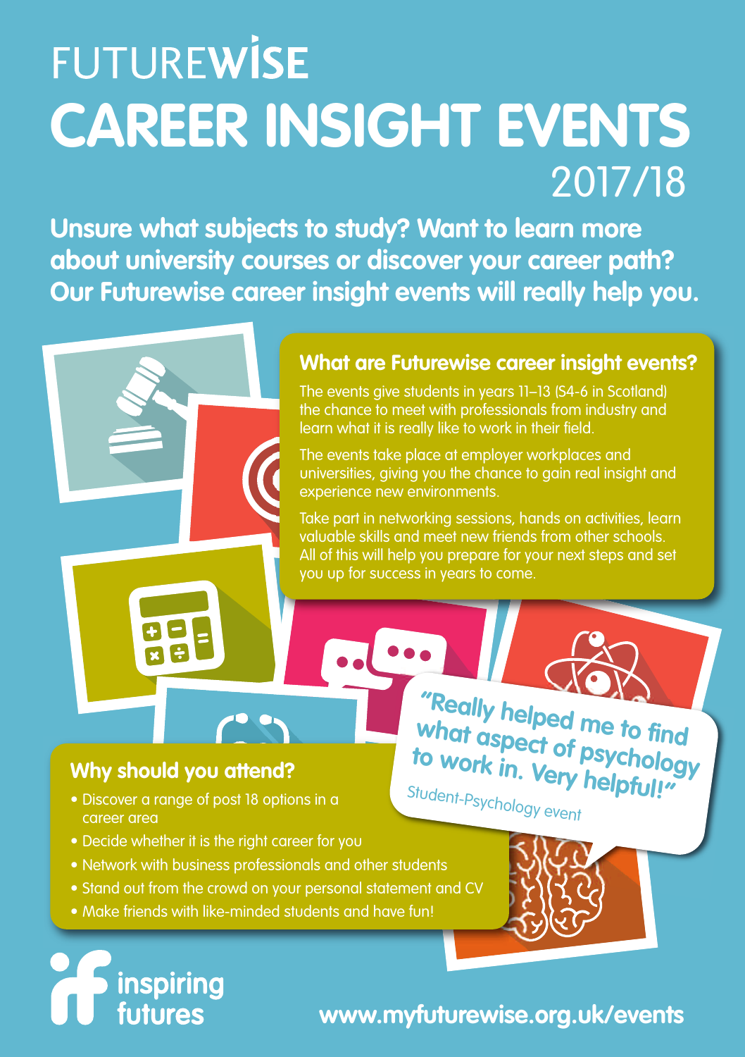# FUTUREWISE CAREER INSIGHT EVENTS 2017/18

**Unsure what subjects to study? Want to learn more about university courses or discover your career path? Our Futurewise career insight events will really help you.**

## What are Futurewise career insight events?

The events give students in years 11–13 (S4-6 in Scotland) the chance to meet with professionals from industry and learn what it is really like to work in their field.

The events take place at employer workplaces and universities, giving you the chance to gain real insight and experience new environments.

Take part in networking sessions, hands on activities, learn valuable skills and meet new friends from other schools. All of this will help you prepare for your next steps and set you up for success in years to come.

"Really helped me to find what aspect of psychology to work in. Very helpful!"

Student-Psychology event

## Why should you attend?

- Discover a range of post 18 options in a career area
- Decide whether it is the right career for you
- Network with business professionals and other students
- Stand out from the crowd on your personal statement and CV
- Make friends with like-minded students and have fun!

inspiring futures

www.myfuturewise.org.uk/events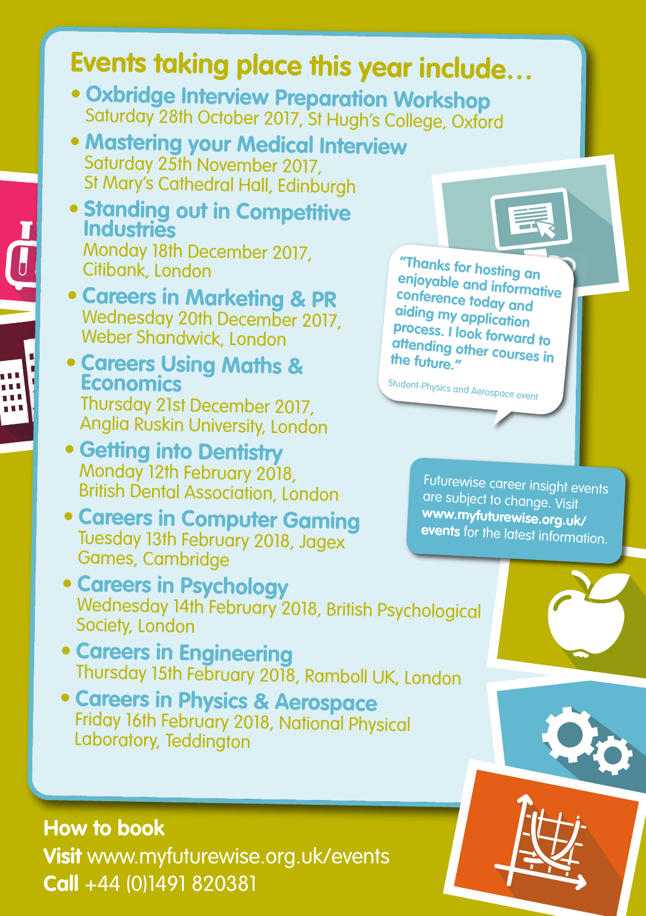## Events taking place this year include…

- **Oxbridge Interview Preparation Workshop**
  Saturday 28th October 2017, St Hugh's College, Oxford
- **Mastering your Medical Interview**
  Saturday 25th November 2017, St Mary's Cathedral Hall, Edinburgh
- **Standing out in Competitive Industries**
  Monday 18th December 2017, Citibank, London
- **Careers in Marketing & PR**
  Wednesday 20th December 2017, Weber Shandwick, London
- **Careers Using Maths & Economics**
  Thursday 21st December 2017, Anglia Ruskin University, London
- **Getting into Dentistry**
  Monday 12th February 2018, British Dental Association, London
- **Careers in Computer Gaming**
  Tuesday 13th February 2018, Jagex Games, Cambridge
- **Careers in Psychology**
  Wednesday 14th February 2018, British Psychological Society, London
- **Careers in Engineering**
  Thursday 15th February 2018, Ramboll UK, London
- **Careers in Physics & Aerospace**
  Friday 16th February 2018, National Physical Laboratory, Teddington

"Thanks for hosting an enjoyable and informative conference today and aiding my application process. I look forward to attending other courses in the future."

Student-Physics and Aerospace event

Futurewise career insight events are subject to change. Visit **www.myfuturewise.org.uk/events** for the latest information.

### How to book

**Visit** www.myfuturewise.org.uk/events
**Call** +44 (0)1491 820381